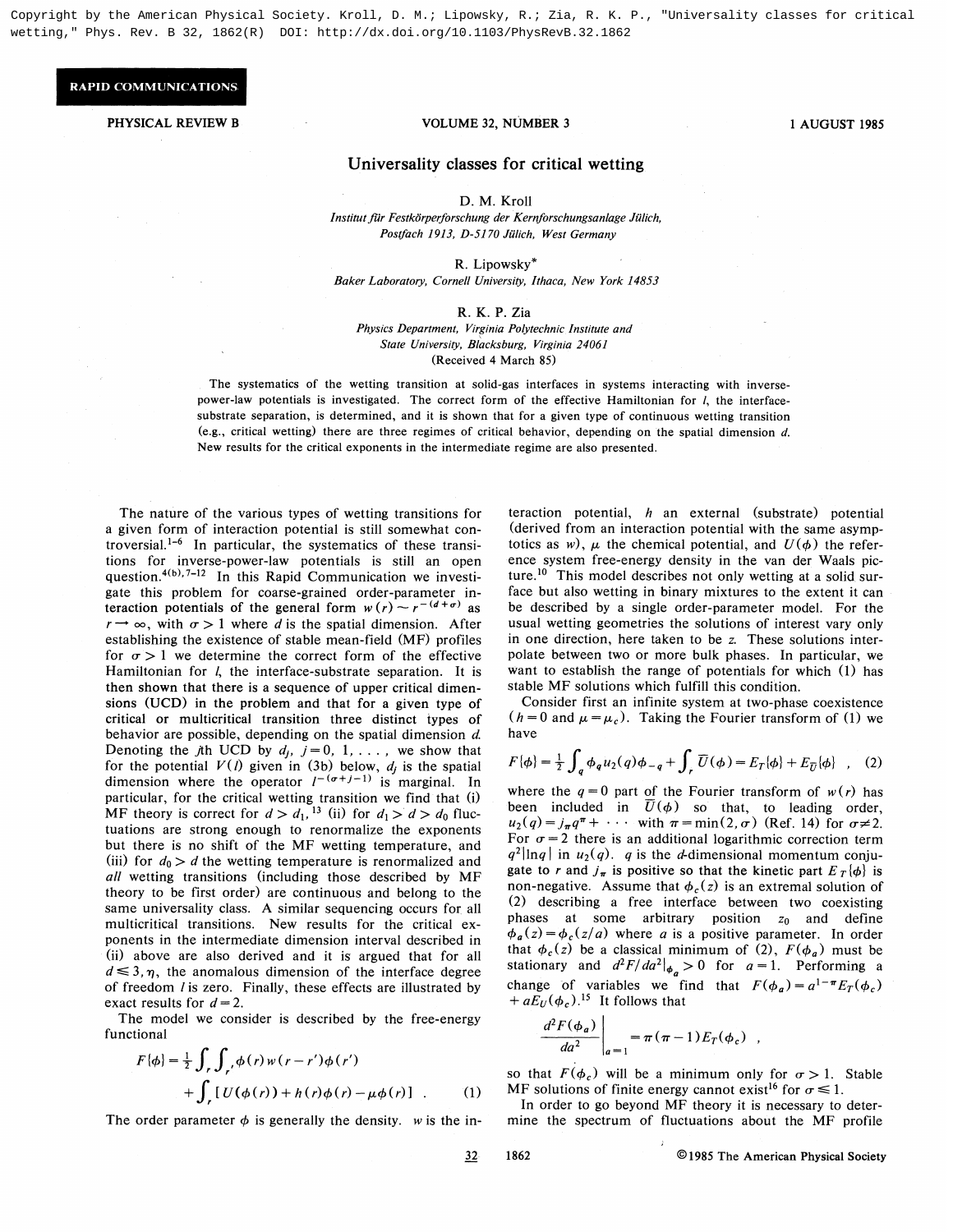Copyright by the American Physical Society. Kroll, D. M.; Lipowsky, R.; Zia, R. K. P., "Universality classes for critical wetting," Phys. Rev. B 32, 1862(R) DOI: http://dx.doi.org/10.1103/PhysRevB.32.1862

**RAPID COMMUNICATIONS**

# Universality classes for critical wetting

D. M. Kroll
*Institut für Festkörperforschung der Kernforschungsanlage Jülich, Postfach 1913, D-5170 Jülich, West Germany*

R. Lipowsky*
*Baker Laboratory, Cornell University, Ithaca, New York 14853*

R. K. P. Zia
*Physics Department, Virginia Polytechnic Institute and State University, Blacksburg, Virginia 24061*
(Received 4 March 85)

The systematics of the wetting transition at solid-gas interfaces in systems interacting with inverse-power-law potentials is investigated. The correct form of the effective Hamiltonian for $l$, the interface-substrate separation, is determined, and it is shown that for a given type of continuous wetting transition (e.g., critical wetting) there are three regimes of critical behavior, depending on the spatial dimension $d$. New results for the critical exponents in the intermediate regime are also presented.

The nature of the various types of wetting transitions for a given form of interaction potential is still somewhat controversial.[1–6] In particular, the systematics of these transitions for inverse-power-law potentials is still an open question.[4(b),7–12] In this Rapid Communication we investigate this problem for coarse-grained order-parameter interaction potentials of the general form $w(r) \sim r^{-(d+\sigma)}$ as $r \to \infty$, with $\sigma > 1$ where $d$ is the spatial dimension. After establishing the existence of stable mean-field (MF) profiles for $\sigma > 1$ we determine the correct form of the effective Hamiltonian for $l$, the interface-substrate separation. It is then shown that there is a sequence of upper critical dimensions (UCD) in the problem and that for a given type of critical or multicritical transition three distinct types of behavior are possible, depending on the spatial dimension $d$. Denoting the $j$th UCD by $d_j$, $j = 0, 1, \ldots$, we show that for the potential $V(l)$ given in (3b) below, $d_j$ is the spatial dimension where the operator $l^{-(\sigma+j-1)}$ is marginal. In particular, for the critical wetting transition we find that (i) MF theory is correct for $d > d_1$,[13] (ii) for $d_1 > d > d_0$ fluctuations are strong enough to renormalize the exponents but there is no shift of the MF wetting temperature, and (iii) for $d_0 > d$ the wetting temperature is renormalized and *all* wetting transitions (including those described by MF theory to be first order) are continuous and belong to the same universality class. A similar sequencing occurs for all multicritical transitions. New results for the critical exponents in the intermediate dimension interval described in (ii) above are also derived and it is argued that for all $d \leq 3, \eta$, the anomalous dimension of the interface degree of freedom $l$ is zero. Finally, these effects are illustrated by exact results for $d = 2$.

The model we consider is described by the free-energy functional

$$F\{\phi\} = \frac{1}{2}\int_r \int_{r'} \phi(r) w(r-r') \phi(r') + \int_r [U(\phi(r)) + h(r)\phi(r) - \mu\phi(r)] \quad . \qquad (1)$$

The order parameter $\phi$ is generally the density. $w$ is the interaction potential, $h$ an external (substrate) potential (derived from an interaction potential with the same asymptotics as $w$), $\mu$ the chemical potential, and $U(\phi)$ the reference system free-energy density in the van der Waals picture.[10] This model describes not only wetting at a solid surface but also wetting in binary mixtures to the extent it can be described by a single order-parameter model. For the usual wetting geometries the solutions of interest vary only in one direction, here taken to be $z$. These solutions interpolate between two or more bulk phases. In particular, we want to establish the range of potentials for which (1) has stable MF solutions which fulfill this condition.

Consider first an infinite system at two-phase coexistence ($h = 0$ and $\mu = \mu_c$). Taking the Fourier transform of (1) we have

$$F\{\phi\} = \frac{1}{2}\int_q \phi_q u_2(q) \phi_{-q} + \int_r \overline{U}(\phi) = E_T\{\phi\} + E_{\overline{U}}\{\phi\} \quad , \qquad (2)$$

where the $q = 0$ part of the Fourier transform of $w(r)$ has been included in $\overline{U}(\phi)$ so that, to leading order, $u_2(q) = j_\pi q^\pi + \cdots$ with $\pi = \min(2, \sigma)$ (Ref. 14) for $\sigma \neq 2$. For $\sigma = 2$ there is an additional logarithmic correction term $q^2|\ln q|$ in $u_2(q)$. $q$ is the $d$-dimensional momentum conjugate to $r$ and $j_\pi$ is positive so that the kinetic part $E_T\{\phi\}$ is non-negative. Assume that $\phi_c(z)$ is an extremal solution of (2) describing a free interface between two coexisting phases at some arbitrary position $z_0$ and define $\phi_a(z) = \phi_c(z/a)$ where $a$ is a positive parameter. In order that $\phi_c(z)$ be a classical minimum of (2), $F(\phi_a)$ must be stationary and $d^2F/da^2|_{\phi_a} > 0$ for $a = 1$. Performing a change of variables we find that $F(\phi_a) = a^{1-\pi}E_T(\phi_c) + aE_U(\phi_c)$.[15] It follows that

$$\left.\frac{d^2F(\phi_a)}{da^2}\right|_{a=1} = \pi(\pi-1)E_T(\phi_c) \quad ,$$

so that $F(\phi_c)$ will be a minimum only for $\sigma > 1$. Stable MF solutions of finite energy cannot exist[16] for $\sigma \leq 1$.

In order to go beyond MF theory it is necessary to determine the spectrum of fluctuations about the MF profile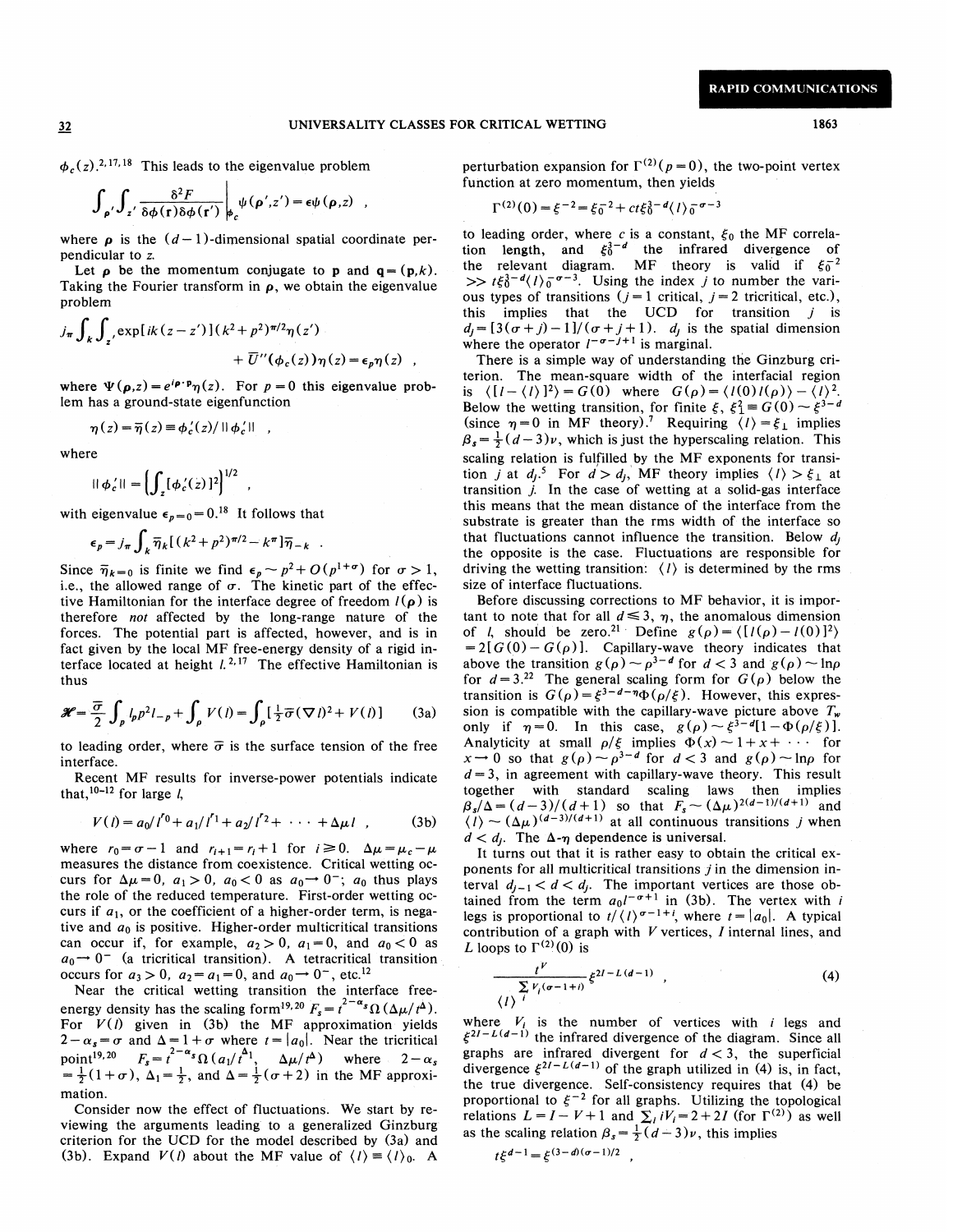$\phi_c(z)$.[2,17,18] This leads to the eigenvalue problem

$$\int_{\rho'}\int_{z'}\frac{\delta^2 F}{\delta\phi(\mathbf{r})\delta\phi(\mathbf{r}')}\bigg|_{\phi_c}\psi(\rho',z')=\epsilon\psi(\rho,z)\ ,$$

where $\rho$ is the $(d-1)$-dimensional spatial coordinate perpendicular to $z$.

Let $\mathbf{p}$ be the momentum conjugate to $\mathbf{p}$ and $\mathbf{q}=(\mathbf{p},k)$. Taking the Fourier transform in $\rho$, we obtain the eigenvalue problem

$$j_\pi\int_k\int_{z'}\exp[ik(z-z')](k^2+p^2)^{\pi/2}\eta(z')+\overline{U}''(\phi_c(z))\eta(z)=\epsilon_p\eta(z)\ ,$$

where $\Psi(\rho,z)=e^{i\rho\cdot\mathbf{p}}\eta(z)$. For $p=0$ this eigenvalue problem has a ground-state eigenfunction

$$\eta(z)=\overline{\eta}(z)\equiv\phi_c'(z)/\|\phi_c'\|\ ,$$

where

$$\|\phi_c'\|=\left(\int_z[\phi_c'(z)]^2\right)^{1/2}\ ,$$

with eigenvalue $\epsilon_{p=0}=0$.[18] It follows that

$$\epsilon_p=j_\pi\int_k\overline{\eta}_k[(k^2+p^2)^{\pi/2}-k^\pi]\overline{\eta}_{-k}\ .$$

Since $\overline{\eta}_{k=0}$ is finite we find $\epsilon_p\sim p^2+O(p^{1+\sigma})$ for $\sigma>1$, i.e., the allowed range of $\sigma$. The kinetic part of the effective Hamiltonian for the interface degree of freedom $l(\rho)$ is therefore *not* affected by the long-range nature of the forces. The potential part is affected, however, and is in fact given by the local MF free-energy density of a rigid interface located at height $l$.[2,17] The effective Hamiltonian is thus

$$\mathscr{H}=\frac{\overline{\sigma}}{2}\int_p l_p p^2 l_{-p}+\int_\rho V(l)=\int_\rho[\tfrac{1}{2}\overline{\sigma}(\nabla l)^2+V(l)] \tag{3a}$$

to leading order, where $\overline{\sigma}$ is the surface tension of the free interface.

Recent MF results for inverse-power potentials indicate that,[10-12] for large $l$,

$$V(l)=a_0/l^{r_0}+a_1/l^{r_1}+a_2/l^{r_2}+\cdots+\Delta\mu l\ , \tag{3b}$$

where $r_0=\sigma-1$ and $r_{i+1}=r_i+1$ for $i\geq 0$. $\Delta\mu=\mu_c-\mu$ measures the distance from coexistence. Critical wetting occurs for $\Delta\mu=0$, $a_1>0$, $a_0<0$ as $a_0\to 0^-$; $a_0$ thus plays the role of the reduced temperature. First-order wetting occurs if $a_1$, or the coefficient of a higher-order term, is negative and $a_0$ is positive. Higher-order multicritical transitions can occur if, for example, $a_2>0$, $a_1=0$, and $a_0<0$ as $a_0\to 0^-$ (a tricritical transition). A tetracritical transition occurs for $a_3>0$, $a_2=a_1=0$, and $a_0\to 0^-$, etc.[12]

Near the critical wetting transition the interface free-energy density has the scaling form[19,20] $F_s=t^{2-\alpha_s}\Omega(\Delta\mu/t^\Delta)$. For $V(l)$ given in (3b) the MF approximation yields $2-\alpha_s=\sigma$ and $\Delta=1+\sigma$ where $t=|a_0|$. Near the tricritical point[19,20] $F_s=t^{2-\alpha_s}\Omega(a_1/t^{\Delta_1},\ \Delta\mu/t^\Delta)$ where $2-\alpha_s=\frac{1}{2}(1+\sigma)$, $\Delta_1=\frac{1}{2}$, and $\Delta=\frac{1}{2}(\sigma+2)$ in the MF approximation.

Consider now the effect of fluctuations. We start by reviewing the arguments leading to a generalized Ginzburg criterion for the UCD for the model described by (3a) and (3b). Expand $V(l)$ about the MF value of $\langle l\rangle\equiv\langle l\rangle_0$. A perturbation expansion for $\Gamma^{(2)}(p=0)$, the two-point vertex function at zero momentum, then yields

$$\Gamma^{(2)}(0)=\xi^{-2}=\xi_0^{-2}+ct\xi_0^{3-d}\langle l\rangle_0^{-\sigma-3}$$

to leading order, where $c$ is a constant, $\xi_0$ the MF correlation length, and $\xi_0^{3-d}$ the infrared divergence of the relevant diagram. MF theory is valid if $\xi_0^{-2}\gg t\xi_0^{3-d}\langle l\rangle_0^{-\sigma-3}$. Using the index $j$ to number the various types of transitions ($j=1$ critical, $j=2$ tricritical, etc.), this implies that the UCD for transition $j$ is $d_j=[3(\sigma+j)-1]/(\sigma+j+1)$. $d_j$ is the spatial dimension where the operator $l^{-\sigma-j+1}$ is marginal.

There is a simple way of understanding the Ginzburg criterion. The mean-square width of the interfacial region is $\langle[l-\langle l\rangle]^2\rangle=G(0)$ where $G(\rho)=\langle l(0)l(\rho)\rangle-\langle l\rangle^2$. Below the wetting transition, for finite $\xi$, $\xi_\perp^2\equiv G(0)\sim\xi^{3-d}$ (since $\eta=0$ in MF theory).[7] Requiring $\langle l\rangle=\xi_\perp$ implies $\beta_s=\frac{1}{2}(d-3)\nu$, which is just the hyperscaling relation. This scaling relation is fulfilled by the MF exponents for transition $j$ at $d_j$.[5] For $d>d_j$, MF theory implies $\langle l\rangle>\xi_\perp$ at transition $j$. In the case of wetting at a solid-gas interface this means that the mean distance of the interface from the substrate is greater than the rms width of the interface so that fluctuations cannot influence the transition. Below $d_j$ the opposite is the case. Fluctuations are responsible for driving the wetting transition: $\langle l\rangle$ is determined by the rms size of interface fluctuations.

Before discussing corrections to MF behavior, it is important to note that for all $d\leq 3$, $\eta$, the anomalous dimension of $l$, should be zero.[21] Define $g(\rho)=\langle[l(\rho)-l(0)]^2\rangle=2[G(0)-G(\rho)]$. Capillary-wave theory indicates that above the transition $g(\rho)\sim\rho^{3-d}$ for $d<3$ and $g(\rho)\sim\ln\rho$ for $d=3$.[22] The general scaling form for $G(\rho)$ below the transition is $G(\rho)=\xi^{3-d-\eta}\Phi(\rho/\xi)$. However, this expression is compatible with the capillary-wave picture above $T_w$ only if $\eta=0$. In this case, $g(\rho)\sim\xi^{3-d}[1-\Phi(\rho/\xi)]$. Analyticity at small $\rho/\xi$ implies $\Phi(x)\sim 1+x+\cdots$ for $x\to 0$ so that $g(\rho)\sim\rho^{3-d}$ for $d<3$ and $g(\rho)\sim\ln\rho$ for $d=3$, in agreement with capillary-wave theory. This result together with standard scaling laws then implies $\beta_s/\Delta=(d-3)/(d+1)$ so that $F_s\sim(\Delta\mu)^{2(d-1)/(d+1)}$ and $\langle l\rangle\sim(\Delta\mu)^{(d-3)/(d+1)}$ at all continuous transitions $j$ when $d<d_j$. The $\Delta$-$\eta$ dependence is universal.

It turns out that it is rather easy to obtain the critical exponents for all multicritical transitions $j$ in the dimension interval $d_{j-1}<d<d_j$. The important vertices are those obtained from the term $a_0 l^{-\sigma+1}$ in (3b). The vertex with $i$ legs is proportional to $t/\langle l\rangle^{\sigma-1+i}$, where $t=|a_0|$. A typical contribution of a graph with $V$ vertices, $I$ internal lines, and $L$ loops to $\Gamma^{(2)}(0)$ is

$$\frac{t^V}{\langle l\rangle^{\sum_i V_i(\sigma-1+i)}}\xi^{2I-L(d-1)}\ , \tag{4}$$

where $V_i$ is the number of vertices with $i$ legs and $\xi^{2I-L(d-1)}$ the infrared divergence of the diagram. Since all graphs are infrared divergent for $d<3$, the superficial divergence $\xi^{2I-L(d-1)}$ of the graph utilized in (4) is, in fact, the true divergence. Self-consistency requires that (4) be proportional to $\xi^{-2}$ for all graphs. Utilizing the topological relations $L=I-V+1$ and $\sum_i iV_i=2+2I$ (for $\Gamma^{(2)}$) as well as the scaling relation $\beta_s=\frac{1}{2}(d-3)\nu$, this implies

$$t\xi^{d-1}=\xi^{(3-d)(\sigma-1)/2}\ ,$$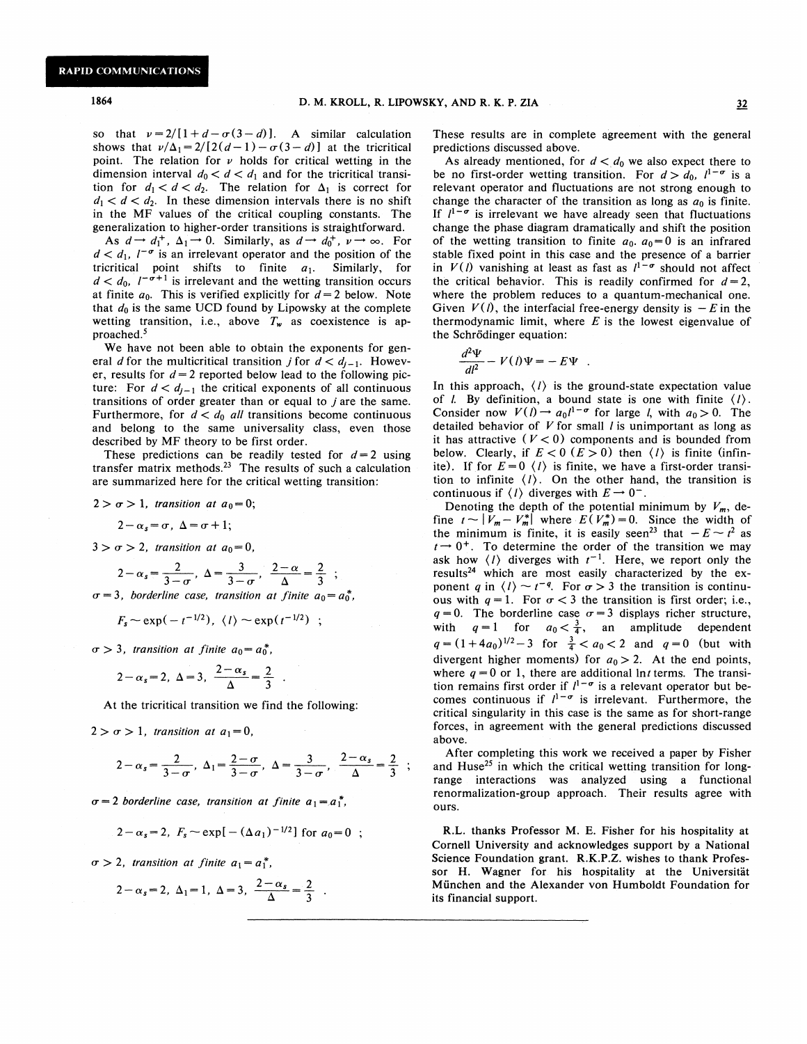so that $\nu = 2/[1+d-\sigma(3-d)]$. A similar calculation shows that $\nu/\Delta_1 = 2/[2(d-1)-\sigma(3-d)]$ at the tricritical point. The relation for $\nu$ holds for critical wetting in the dimension interval $d_0 < d < d_1$ and for the tricritical transition for $d_1 < d < d_2$. The relation for $\Delta_1$ is correct for $d_1 < d < d_2$. In these dimension intervals there is no shift in the MF values of the critical coupling constants. The generalization to higher-order transitions is straightforward.

As $d \to d_1^+$, $\Delta_1 \to 0$. Similarly, as $d \to d_0^+$, $\nu \to \infty$. For $d < d_1$, $l^{-\sigma}$ is an irrelevant operator and the position of the tricritical point shifts to finite $a_1$. Similarly, for $d < d_0$, $l^{-\sigma+1}$ is irrelevant and the wetting transition occurs at finite $a_0$. This is verified explicitly for $d=2$ below. Note that $d_0$ is the same UCD found by Lipowsky at the complete wetting transition, i.e., above $T_w$ as coexistence is approached.[5]

We have not been able to obtain the exponents for general $d$ for the multicritical transition $j$ for $d < d_{j-1}$. However, results for $d=2$ reported below lead to the following picture: For $d < d_{j-1}$ the critical exponents of all continuous transitions of order greater than or equal to $j$ are the same. Furthermore, for $d < d_0$ *all* transitions become continuous and belong to the same universality class, even those described by MF theory to be first order.

These predictions can be readily tested for $d=2$ using transfer matrix methods.[23] The results of such a calculation are summarized here for the critical wetting transition:

$2 > \sigma > 1$, *transition at* $a_0 = 0$;

$$2-\alpha_s = \sigma,\ \Delta = \sigma + 1;$$

$3 > \sigma > 2$, *transition at* $a_0 = 0$,

$$2-\alpha_s = \frac{2}{3-\sigma},\ \Delta = \frac{3}{3-\sigma},\ \frac{2-\alpha}{\Delta} = \frac{2}{3}\ ;$$

$\sigma = 3$, *borderline case, transition at finite* $a_0 = a_0^*$,

$$F_s \sim \exp(-t^{-1/2}),\ \langle l \rangle \sim \exp(t^{-1/2})\ ;$$

$\sigma > 3$, *transition at finite* $a_0 = a_0^*$,

$$2-\alpha_s = 2,\ \Delta = 3,\ \frac{2-\alpha_s}{\Delta} = \frac{2}{3}\ .$$

At the tricritical transition we find the following:

$2 > \sigma > 1$, *transition at* $a_1 = 0$,

$$2-\alpha_s = \frac{2}{3-\sigma},\ \Delta_1 = \frac{2-\sigma}{3-\sigma},\ \Delta = \frac{3}{3-\sigma},\ \frac{2-\alpha_s}{\Delta} = \frac{2}{3}\ ;$$

$\sigma = 2$ *borderline case, transition at finite* $a_1 = a_1^*$,

$$2-\alpha_s = 2,\ F_s \sim \exp[-(\Delta a_1)^{-1/2}] \text{ for } a_0 = 0\ ;$$

$\sigma > 2$, *transition at finite* $a_1 = a_1^*$,

$$2-\alpha_s = 2,\ \Delta_1 = 1,\ \Delta = 3,\ \frac{2-\alpha_s}{\Delta} = \frac{2}{3}\ .$$

These results are in complete agreement with the general predictions discussed above.

As already mentioned, for $d < d_0$ we also expect there to be no first-order wetting transition. For $d > d_0$, $l^{1-\sigma}$ is a relevant operator and fluctuations are not strong enough to change the character of the transition as long as $a_0$ is finite. If $l^{1-\sigma}$ is irrelevant we have already seen that fluctuations change the phase diagram dramatically and shift the position of the wetting transition to finite $a_0$. $a_0 = 0$ is an infrared stable fixed point in this case and the presence of a barrier in $V(l)$ vanishing at least as fast as $l^{1-\sigma}$ should not affect the critical behavior. This is readily confirmed for $d=2$, where the problem reduces to a quantum-mechanical one. Given $V(l)$, the interfacial free-energy density is $-E$ in the thermodynamic limit, where $E$ is the lowest eigenvalue of the Schrödinger equation:

$$\frac{d^2\Psi}{dl^2} - V(l)\Psi = -E\Psi\ .$$

In this approach, $\langle l \rangle$ is the ground-state expectation value of $l$. By definition, a bound state is one with finite $\langle l \rangle$. Consider now $V(l) \to a_0 l^{1-\sigma}$ for large $l$, with $a_0 > 0$. The detailed behavior of $V$ for small $l$ is unimportant as long as it has attractive ($V < 0$) components and is bounded from below. Clearly, if $E < 0$ ($E > 0$) then $\langle l \rangle$ is finite (infinite). If for $E = 0$ $\langle l \rangle$ is finite, we have a first-order transition to infinite $\langle l \rangle$. On the other hand, the transition is continuous if $\langle l \rangle$ diverges with $E \to 0^-$.

Denoting the depth of the potential minimum by $V_m$, define $t \sim |V_m - V_m^*|$ where $E(V_m^*) = 0$. Since the width of the minimum is finite, it is easily seen[23] that $-E \sim t^2$ as $t \to 0^+$. To determine the order of the transition we may ask how $\langle l \rangle$ diverges with $t^{-1}$. Here, we report only the results[24] which are most easily characterized by the exponent $q$ in $\langle l \rangle \sim t^{-q}$. For $\sigma > 3$ the transition is continuous with $q = 1$. For $\sigma < 3$ the transition is first order; i.e., $q = 0$. The borderline case $\sigma = 3$ displays richer structure, with $q = 1$ for $a_0 < \frac{3}{4}$, an amplitude dependent $q = (1+4a_0)^{1/2} - 3$ for $\frac{3}{4} < a_0 < 2$ and $q = 0$ (but with divergent higher moments) for $a_0 > 2$. At the end points, where $q = 0$ or 1, there are additional $\ln t$ terms. The transition remains first order if $l^{1-\sigma}$ is a relevant operator but becomes continuous if $l^{1-\sigma}$ is irrelevant. Furthermore, the critical singularity in this case is the same as for short-range forces, in agreement with the general predictions discussed above.

After completing this work we received a paper by Fisher and Huse[25] in which the critical wetting transition for long-range interactions was analyzed using a functional renormalization-group approach. Their results agree with ours.

R.L. thanks Professor M. E. Fisher for his hospitality at Cornell University and acknowledges support by a National Science Foundation grant. R.K.P.Z. wishes to thank Professor H. Wagner for his hospitality at the Universität München and the Alexander von Humboldt Foundation for its financial support.

---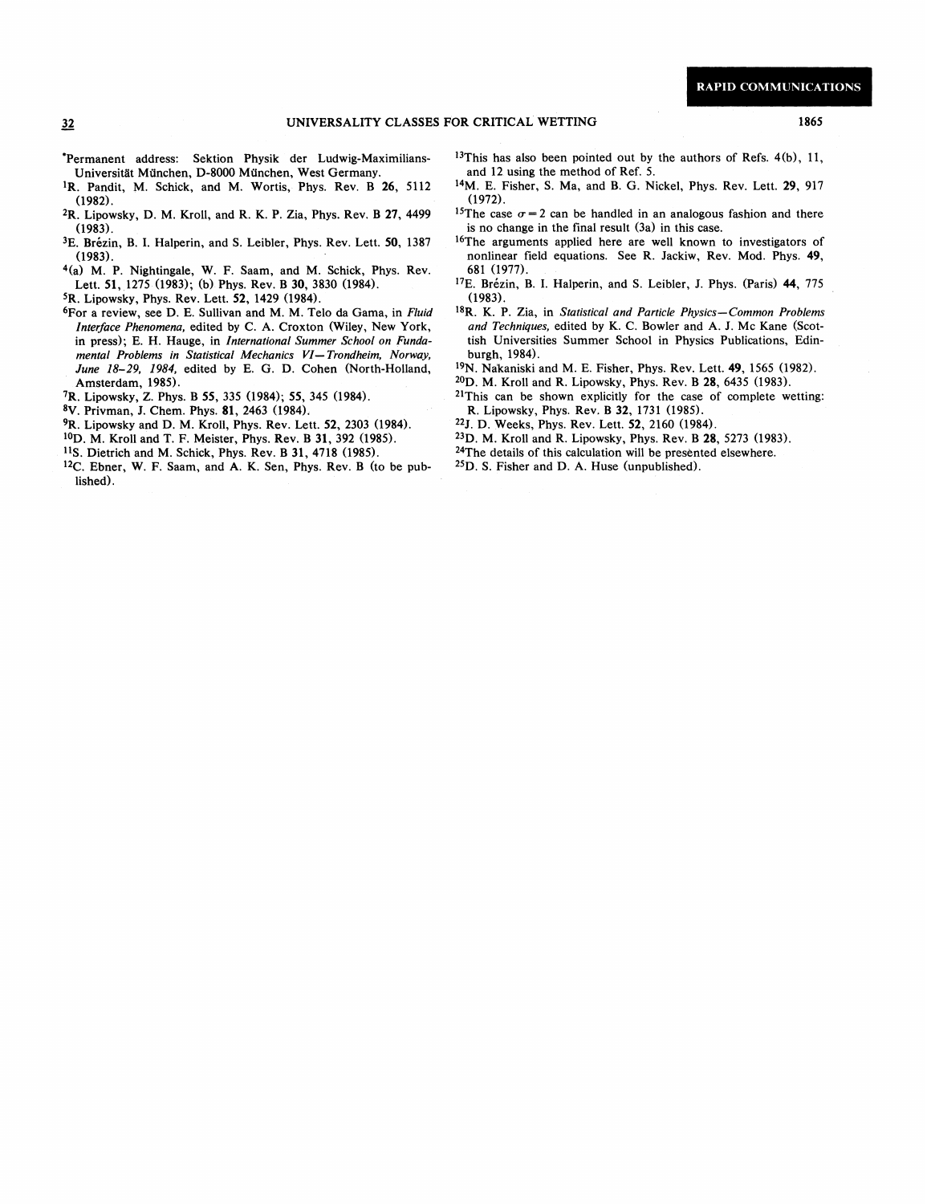*Permanent address: Sektion Physik der Ludwig-Maximilians-Universität München, D-8000 München, West Germany.

[1]R. Pandit, M. Schick, and M. Wortis, Phys. Rev. B **26**, 5112 (1982).

[2]R. Lipowsky, D. M. Kroll, and R. K. P. Zia, Phys. Rev. B **27**, 4499 (1983).

[3]E. Brézin, B. I. Halperin, and S. Leibler, Phys. Rev. Lett. **50**, 1387 (1983).

[4](a) M. P. Nightingale, W. F. Saam, and M. Schick, Phys. Rev. Lett. **51**, 1275 (1983); (b) Phys. Rev. B **30**, 3830 (1984).

[5]R. Lipowsky, Phys. Rev. Lett. **52**, 1429 (1984).

[6]For a review, see D. E. Sullivan and M. M. Telo da Gama, in *Fluid Interface Phenomena*, edited by C. A. Croxton (Wiley, New York, in press); E. H. Hauge, in *International Summer School on Fundamental Problems in Statistical Mechanics VI—Trondheim, Norway, June 18–29, 1984*, edited by E. G. D. Cohen (North-Holland, Amsterdam, 1985).

[7]R. Lipowsky, Z. Phys. B **55**, 335 (1984); **55**, 345 (1984).

[8]V. Privman, J. Chem. Phys. **81**, 2463 (1984).

[9]R. Lipowsky and D. M. Kroll, Phys. Rev. Lett. **52**, 2303 (1984).

[10]D. M. Kroll and T. F. Meister, Phys. Rev. B **31**, 392 (1985).

[11]S. Dietrich and M. Schick, Phys. Rev. B **31**, 4718 (1985).

[12]C. Ebner, W. F. Saam, and A. K. Sen, Phys. Rev. B (to be published).

[13]This has also been pointed out by the authors of Refs. 4(b), 11, and 12 using the method of Ref. 5.

[14]M. E. Fisher, S. Ma, and B. G. Nickel, Phys. Rev. Lett. **29**, 917 (1972).

[15]The case $\sigma = 2$ can be handled in an analogous fashion and there is no change in the final result (3a) in this case.

[16]The arguments applied here are well known to investigators of nonlinear field equations. See R. Jackiw, Rev. Mod. Phys. **49**, 681 (1977).

[17]E. Brézin, B. I. Halperin, and S. Leibler, J. Phys. (Paris) **44**, 775 (1983).

[18]R. K. P. Zia, in *Statistical and Particle Physics—Common Problems and Techniques*, edited by K. C. Bowler and A. J. Mc Kane (Scottish Universities Summer School in Physics Publications, Edinburgh, 1984).

[19]N. Nakaniski and M. E. Fisher, Phys. Rev. Lett. **49**, 1565 (1982).

[20]D. M. Kroll and R. Lipowsky, Phys. Rev. B **28**, 6435 (1983).

[21]This can be shown explicitly for the case of complete wetting: R. Lipowsky, Phys. Rev. B **32**, 1731 (1985).

[22]J. D. Weeks, Phys. Rev. Lett. **52**, 2160 (1984).

[23]D. M. Kroll and R. Lipowsky, Phys. Rev. B **28**, 5273 (1983).

[24]The details of this calculation will be presented elsewhere.

[25]D. S. Fisher and D. A. Huse (unpublished).